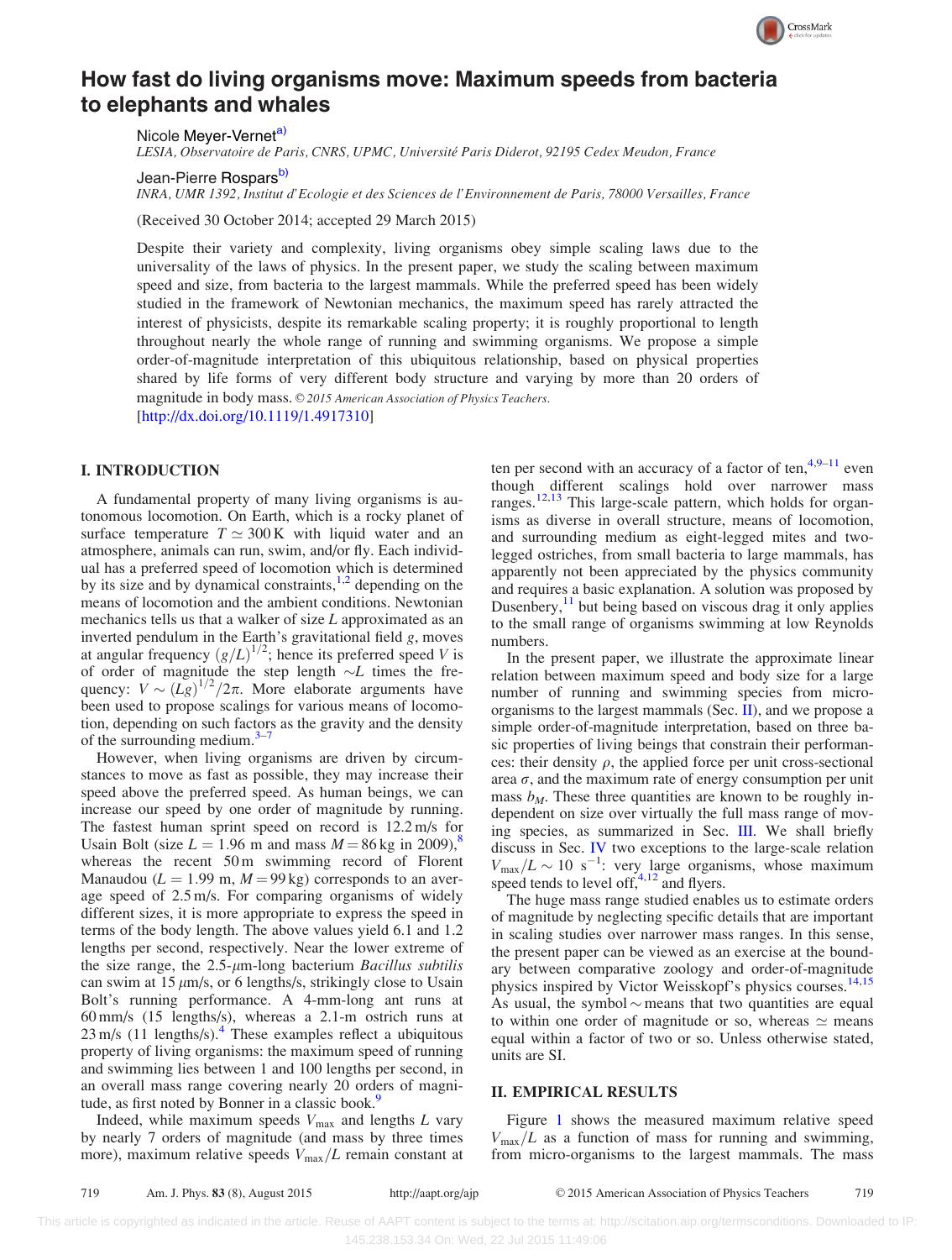# How fast do living organisms move: Maximum speeds from bacteria to elephants and whales

Nicole Meyer-Vernet[a)]

*LESIA, Observatoire de Paris, CNRS, UPMC, Université Paris Diderot, 92195 Cedex Meudon, France*

Jean-Pierre Rospars[b)]

*INRA, UMR 1392, Institut d'Ecologie et des Sciences de l'Environnement de Paris, 78000 Versailles, France*

(Received 30 October 2014; accepted 29 March 2015)

Despite their variety and complexity, living organisms obey simple scaling laws due to the universality of the laws of physics. In the present paper, we study the scaling between maximum speed and size, from bacteria to the largest mammals. While the preferred speed has been widely studied in the framework of Newtonian mechanics, the maximum speed has rarely attracted the interest of physicists, despite its remarkable scaling property; it is roughly proportional to length throughout nearly the whole range of running and swimming organisms. We propose a simple order-of-magnitude interpretation of this ubiquitous relationship, based on physical properties shared by life forms of very different body structure and varying by more than 20 orders of magnitude in body mass. *© 2015 American Association of Physics Teachers.*
[http://dx.doi.org/10.1119/1.4917310]

## I. INTRODUCTION

A fundamental property of many living organisms is autonomous locomotion. On Earth, which is a rocky planet of surface temperature $T \simeq 300$ K with liquid water and an atmosphere, animals can run, swim, and/or fly. Each individual has a preferred speed of locomotion which is determined by its size and by dynamical constraints,[1,2] depending on the means of locomotion and the ambient conditions. Newtonian mechanics tells us that a walker of size $L$ approximated as an inverted pendulum in the Earth's gravitational field $g$, moves at angular frequency $(g/L)^{1/2}$; hence its preferred speed $V$ is of order of magnitude the step length $\sim L$ times the frequency: $V \sim (Lg)^{1/2}/2\pi$. More elaborate arguments have been used to propose scalings for various means of locomotion, depending on such factors as the gravity and the density of the surrounding medium.[3–7]

However, when living organisms are driven by circumstances to move as fast as possible, they may increase their speed above the preferred speed. As human beings, we can increase our speed by one order of magnitude by running. The fastest human sprint speed on record is 12.2 m/s for Usain Bolt (size $L = 1.96$ m and mass $M = 86$ kg in 2009),[8] whereas the recent 50 m swimming record of Florent Manaudou ($L = 1.99$ m, $M = 99$ kg) corresponds to an average speed of 2.5 m/s. For comparing organisms of widely different sizes, it is more appropriate to express the speed in terms of the body length. The above values yield 6.1 and 1.2 lengths per second, respectively. Near the lower extreme of the size range, the 2.5-$\mu$m-long bacterium *Bacillus subtilis* can swim at 15 $\mu$m/s, or 6 lengths/s, strikingly close to Usain Bolt's running performance. A 4-mm-long ant runs at 60 mm/s (15 lengths/s), whereas a 2.1-m ostrich runs at 23 m/s (11 lengths/s).[4] These examples reflect a ubiquitous property of living organisms: the maximum speed of running and swimming lies between 1 and 100 lengths per second, in an overall mass range covering nearly 20 orders of magnitude, as first noted by Bonner in a classic book.[9]

Indeed, while maximum speeds $V_{max}$ and lengths $L$ vary by nearly 7 orders of magnitude (and mass by three times more), maximum relative speeds $V_{max}/L$ remain constant at ten per second with an accuracy of a factor of ten,[4,9–11] even though different scalings hold over narrower mass ranges.[12,13] This large-scale pattern, which holds for organisms as diverse in overall structure, means of locomotion, and surrounding medium as eight-legged mites and two-legged ostriches, from small bacteria to large mammals, has apparently not been appreciated by the physics community and requires a basic explanation. A solution was proposed by Dusenbery,[11] but being based on viscous drag it only applies to the small range of organisms swimming at low Reynolds numbers.

In the present paper, we illustrate the approximate linear relation between maximum speed and body size for a large number of running and swimming species from micro-organisms to the largest mammals (Sec. II), and we propose a simple order-of-magnitude interpretation, based on three basic properties of living beings that constrain their performances: their density $\rho$, the applied force per unit cross-sectional area $\sigma$, and the maximum rate of energy consumption per unit mass $b_M$. These three quantities are known to be roughly independent on size over virtually the full mass range of moving species, as summarized in Sec. III. We shall briefly discuss in Sec. IV two exceptions to the large-scale relation $V_{max}/L \sim 10$ s$^{-1}$: very large organisms, whose maximum speed tends to level off,[4,12] and flyers.

The huge mass range studied enables us to estimate orders of magnitude by neglecting specific details that are important in scaling studies over narrower mass ranges. In this sense, the present paper can be viewed as an exercise at the boundary between comparative zoology and order-of-magnitude physics inspired by Victor Weisskopf's physics courses.[14,15] As usual, the symbol $\sim$ means that two quantities are equal to within one order of magnitude or so, whereas $\simeq$ means equal within a factor of two or so. Unless otherwise stated, units are SI.

## II. EMPIRICAL RESULTS

Figure 1 shows the measured maximum relative speed $V_{max}/L$ as a function of mass for running and swimming, from micro-organisms to the largest mammals. The mass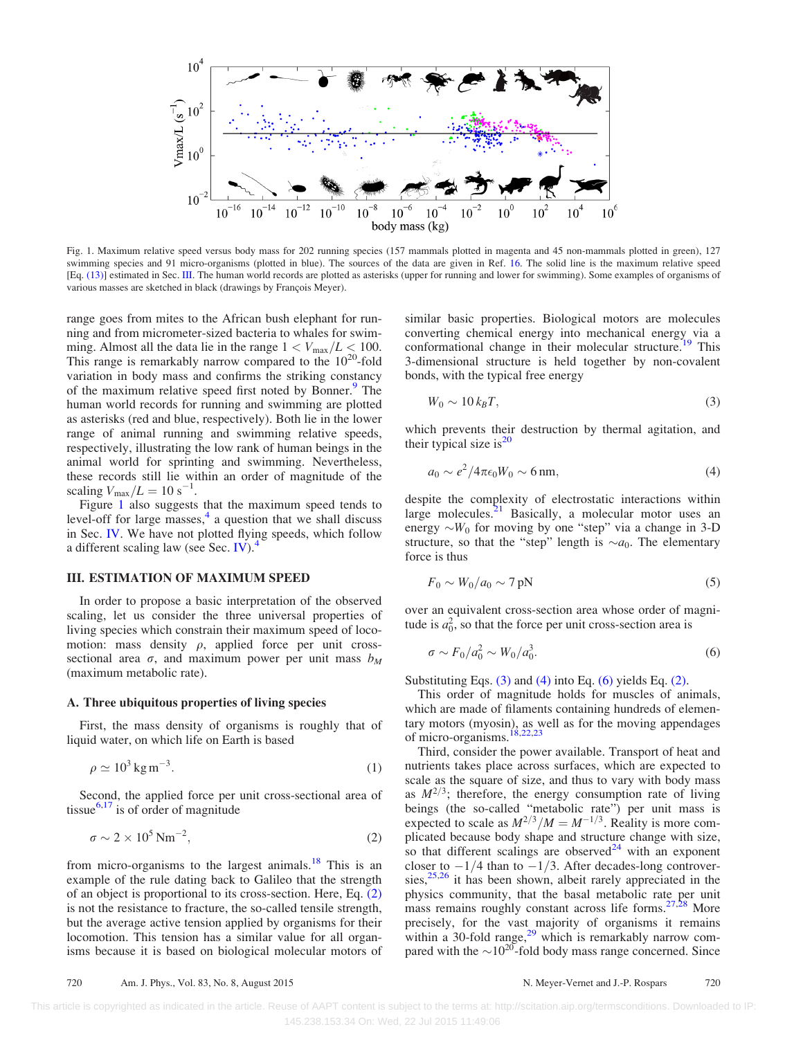Fig. 1. Maximum relative speed versus body mass for 202 running species (157 mammals plotted in magenta and 45 non-mammals plotted in green), 127 swimming species and 91 micro-organisms (plotted in blue). The sources of the data are given in Ref. 16. The solid line is the maximum relative speed [Eq. (13)] estimated in Sec. III. The human world records are plotted as asterisks (upper for running and lower for swimming). Some examples of organisms of various masses are sketched in black (drawings by François Meyer).

range goes from mites to the African bush elephant for running and from micrometer-sized bacteria to whales for swimming. Almost all the data lie in the range $1 < V_{max}/L < 100$. This range is remarkably narrow compared to the $10^{20}$-fold variation in body mass and confirms the striking constancy of the maximum relative speed first noted by Bonner.[9] The human world records for running and swimming are plotted as asterisks (red and blue, respectively). Both lie in the lower range of animal running and swimming relative speeds, respectively, illustrating the low rank of human beings in the animal world for sprinting and swimming. Nevertheless, these records still lie within an order of magnitude of the scaling $V_{max}/L = 10\,\text{s}^{-1}$.

Figure 1 also suggests that the maximum speed tends to level-off for large masses,[4] a question that we shall discuss in Sec. IV. We have not plotted flying speeds, which follow a different scaling law (see Sec. IV).[4]

## III. ESTIMATION OF MAXIMUM SPEED

In order to propose a basic interpretation of the observed scaling, let us consider the three universal properties of living species which constrain their maximum speed of locomotion: mass density $\rho$, applied force per unit cross-sectional area $\sigma$, and maximum power per unit mass $b_M$ (maximum metabolic rate).

### A. Three ubiquitous properties of living species

First, the mass density of organisms is roughly that of liquid water, on which life on Earth is based

$$\rho \simeq 10^3\,\text{kg}\,\text{m}^{-3}. \tag{1}$$

Second, the applied force per unit cross-sectional area of tissue[6,17] is of order of magnitude

$$\sigma \sim 2 \times 10^5\,\text{N}\text{m}^{-2}, \tag{2}$$

from micro-organisms to the largest animals.[18] This is an example of the rule dating back to Galileo that the strength of an object is proportional to its cross-section. Here, Eq. (2) is not the resistance to fracture, the so-called tensile strength, but the average active tension applied by organisms for their locomotion. This tension has a similar value for all organisms because it is based on biological molecular motors of similar basic properties. Biological motors are molecules converting chemical energy into mechanical energy via a conformational change in their molecular structure.[19] This 3-dimensional structure is held together by non-covalent bonds, with the typical free energy

$$W_0 \sim 10\,k_B T, \tag{3}$$

which prevents their destruction by thermal agitation, and their typical size is[20]

$$a_0 \sim e^2/4\pi\epsilon_0 W_0 \sim 6\,\text{nm}, \tag{4}$$

despite the complexity of electrostatic interactions within large molecules.[21] Basically, a molecular motor uses an energy $\sim W_0$ for moving by one "step" via a change in 3-D structure, so that the "step" length is $\sim a_0$. The elementary force is thus

$$F_0 \sim W_0/a_0 \sim 7\,\text{pN} \tag{5}$$

over an equivalent cross-section area whose order of magnitude is $a_0^2$, so that the force per unit cross-section area is

$$\sigma \sim F_0/a_0^2 \sim W_0/a_0^3. \tag{6}$$

Substituting Eqs. (3) and (4) into Eq. (6) yields Eq. (2).

This order of magnitude holds for muscles of animals, which are made of filaments containing hundreds of elementary motors (myosin), as well as for the moving appendages of micro-organisms.[18,22,23]

Third, consider the power available. Transport of heat and nutrients takes place across surfaces, which are expected to scale as the square of size, and thus to vary with body mass as $M^{2/3}$; therefore, the energy consumption rate of living beings (the so-called "metabolic rate") per unit mass is expected to scale as $M^{2/3}/M = M^{-1/3}$. Reality is more complicated because body shape and structure change with size, so that different scalings are observed[24] with an exponent closer to $-1/4$ than to $-1/3$. After decades-long controversies,[25,26] it has been shown, albeit rarely appreciated in the physics community, that the basal metabolic rate per unit mass remains roughly constant across life forms.[27,28] More precisely, for the vast majority of organisms it remains within a 30-fold range,[29] which is remarkably narrow compared with the $\sim 10^{20}$-fold body mass range concerned. Since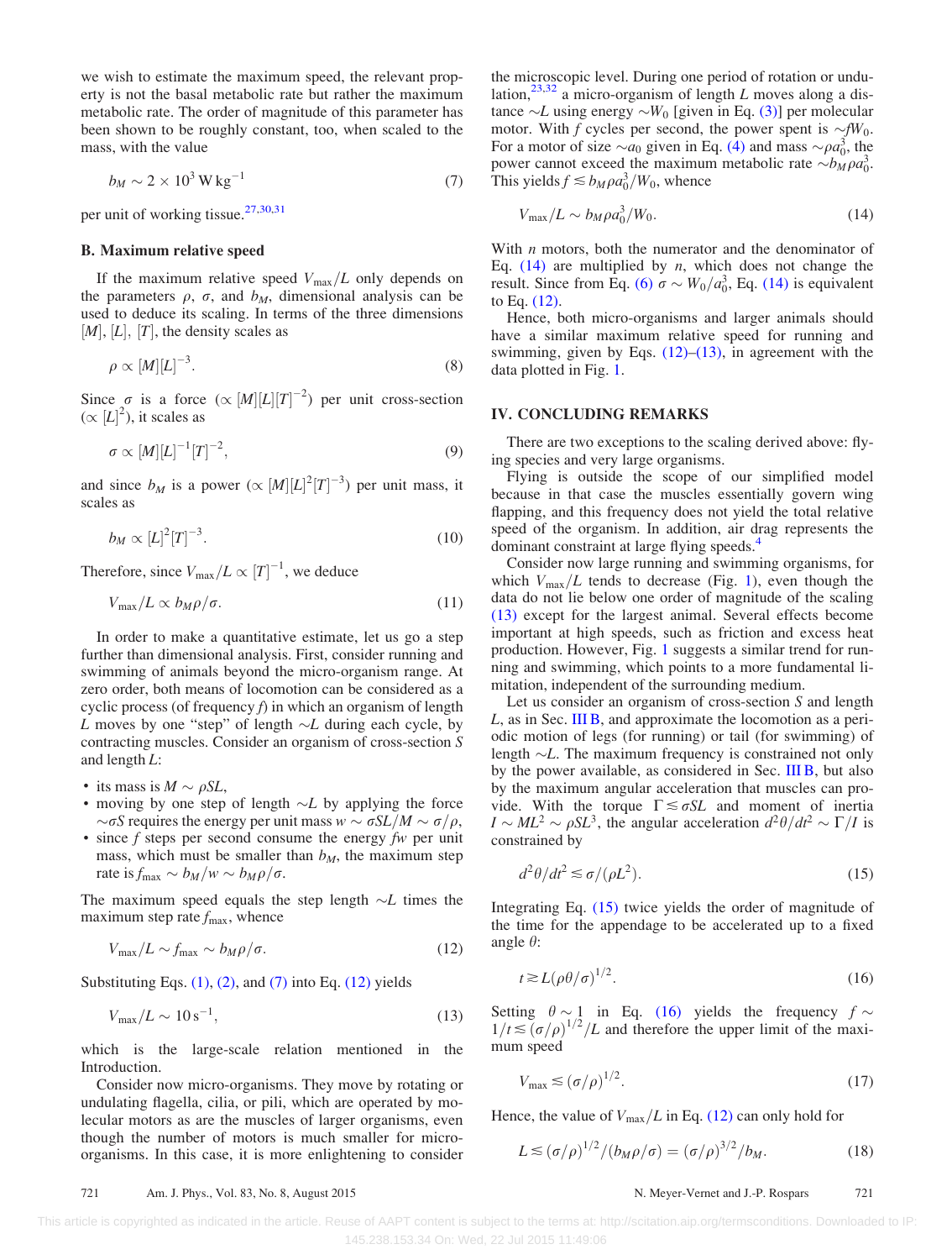we wish to estimate the maximum speed, the relevant property is not the basal metabolic rate but rather the maximum metabolic rate. The order of magnitude of this parameter has been shown to be roughly constant, too, when scaled to the mass, with the value

$$b_M \sim 2 \times 10^3\ \mathrm{W\,kg^{-1}} \tag{7}$$

per unit of working tissue.[27,30,31]

### B. Maximum relative speed

If the maximum relative speed $V_{\max}/L$ only depends on the parameters $\rho$, $\sigma$, and $b_M$, dimensional analysis can be used to deduce its scaling. In terms of the three dimensions $[M]$, $[L]$, $[T]$, the density scales as

$$\rho \propto [M][L]^{-3}. \tag{8}$$

Since $\sigma$ is a force ($\propto [M][L][T]^{-2}$) per unit cross-section ($\propto [L]^2$), it scales as

$$\sigma \propto [M][L]^{-1}[T]^{-2}, \tag{9}$$

and since $b_M$ is a power ($\propto [M][L]^2[T]^{-3}$) per unit mass, it scales as

$$b_M \propto [L]^2[T]^{-3}. \tag{10}$$

Therefore, since $V_{\max}/L \propto [T]^{-1}$, we deduce

$$V_{\max}/L \propto b_M \rho/\sigma. \tag{11}$$

In order to make a quantitative estimate, let us go a step further than dimensional analysis. First, consider running and swimming of animals beyond the micro-organism range. At zero order, both means of locomotion can be considered as a cyclic process (of frequency $f$) in which an organism of length $L$ moves by one "step" of length $\sim L$ during each cycle, by contracting muscles. Consider an organism of cross-section $S$ and length $L$:

- its mass is $M \sim \rho S L$,
- moving by one step of length $\sim L$ by applying the force $\sim \sigma S$ requires the energy per unit mass $w \sim \sigma S L/M \sim \sigma/\rho$,
- since $f$ steps per second consume the energy $fw$ per unit mass, which must be smaller than $b_M$, the maximum step rate is $f_{\max} \sim b_M/w \sim b_M\rho/\sigma$.

The maximum speed equals the step length $\sim L$ times the maximum step rate $f_{\max}$, whence

$$V_{\max}/L \sim f_{\max} \sim b_M\rho/\sigma. \tag{12}$$

Substituting Eqs. (1), (2), and (7) into Eq. (12) yields

$$V_{\max}/L \sim 10\ \mathrm{s^{-1}}, \tag{13}$$

which is the large-scale relation mentioned in the Introduction.

Consider now micro-organisms. They move by rotating or undulating flagella, cilia, or pili, which are operated by molecular motors as are the muscles of larger organisms, even though the number of motors is much smaller for micro-organisms. In this case, it is more enlightening to consider the microscopic level. During one period of rotation or undulation,[23,32] a micro-organism of length $L$ moves along a distance $\sim L$ using energy $\sim W_0$ [given in Eq. (3)] per molecular motor. With $f$ cycles per second, the power spent is $\sim f W_0$. For a motor of size $\sim a_0$ given in Eq. (4) and mass $\sim \rho a_0^3$, the power cannot exceed the maximum metabolic rate $\sim b_M \rho a_0^3$. This yields $f \lesssim b_M \rho a_0^3/W_0$, whence

$$V_{\max}/L \sim b_M \rho a_0^3/W_0. \tag{14}$$

With $n$ motors, both the numerator and the denominator of Eq. (14) are multiplied by $n$, which does not change the result. Since from Eq. (6) $\sigma \sim W_0/a_0^3$, Eq. (14) is equivalent to Eq. (12).

Hence, both micro-organisms and larger animals should have a similar maximum relative speed for running and swimming, given by Eqs. (12)–(13), in agreement with the data plotted in Fig. 1.

## IV. CONCLUDING REMARKS

There are two exceptions to the scaling derived above: flying species and very large organisms.

Flying is outside the scope of our simplified model because in that case the muscles essentially govern wing flapping, and this frequency does not yield the total relative speed of the organism. In addition, air drag represents the dominant constraint at large flying speeds.[4]

Consider now large running and swimming organisms, for which $V_{\max}/L$ tends to decrease (Fig. 1), even though the data do not lie below one order of magnitude of the scaling (13) except for the largest animal. Several effects become important at high speeds, such as friction and excess heat production. However, Fig. 1 suggests a similar trend for running and swimming, which points to a more fundamental limitation, independent of the surrounding medium.

Let us consider an organism of cross-section $S$ and length $L$, as in Sec. III B, and approximate the locomotion as a periodic motion of legs (for running) or tail (for swimming) of length $\sim L$. The maximum frequency is constrained not only by the power available, as considered in Sec. III B, but also by the maximum angular acceleration that muscles can provide. With the torque $\Gamma \lesssim \sigma S L$ and moment of inertia $I \sim M L^2 \sim \rho S L^3$, the angular acceleration $d^2\theta/dt^2 \sim \Gamma/I$ is constrained by

$$d^2\theta/dt^2 \lesssim \sigma/(\rho L^2). \tag{15}$$

Integrating Eq. (15) twice yields the order of magnitude of the time for the appendage to be accelerated up to a fixed angle $\theta$:

$$t \gtrsim L(\rho\theta/\sigma)^{1/2}. \tag{16}$$

Setting $\theta \sim 1$ in Eq. (16) yields the frequency $f \sim 1/t \lesssim (\sigma/\rho)^{1/2}/L$ and therefore the upper limit of the maximum speed

$$V_{\max} \lesssim (\sigma/\rho)^{1/2}. \tag{17}$$

Hence, the value of $V_{\max}/L$ in Eq. (12) can only hold for

$$L \lesssim (\sigma/\rho)^{1/2}/(b_M\rho/\sigma) = (\sigma/\rho)^{3/2}/b_M. \tag{18}$$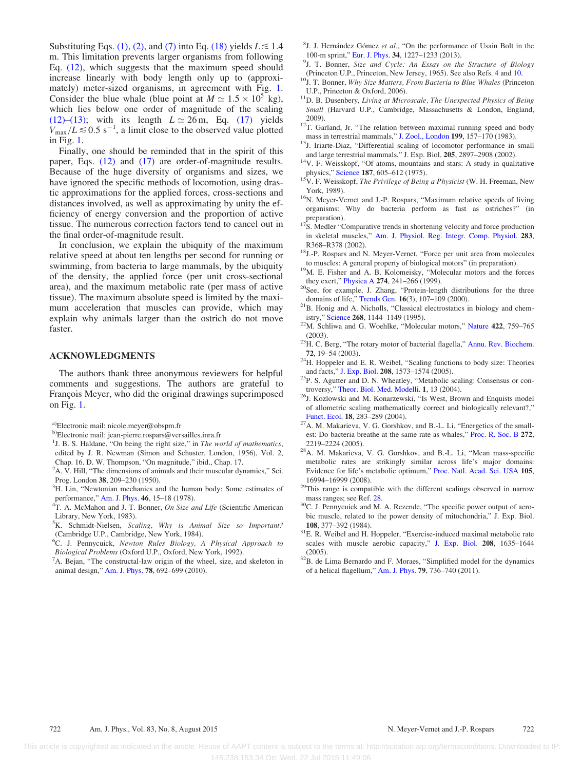Substituting Eqs. (1), (2), and (7) into Eq. (18) yields $L \lesssim 1.4$ m. This limitation prevents larger organisms from following Eq. (12), which suggests that the maximum speed should increase linearly with body length only up to (approximately) meter-sized organisms, in agreement with Fig. 1. Consider the blue whale (blue point at $M \simeq 1.5 \times 10^5$ kg), which lies below one order of magnitude of the scaling (12)–(13); with its length $L \simeq 26$ m, Eq. (17) yields $V_{\max}/L \lesssim 0.5\ \mathrm{s}^{-1}$, a limit close to the observed value plotted in Fig. 1.

Finally, one should be reminded that in the spirit of this paper, Eqs. (12) and (17) are order-of-magnitude results. Because of the huge diversity of organisms and sizes, we have ignored the specific methods of locomotion, using drastic approximations for the applied forces, cross-sections and distances involved, as well as approximating by unity the efficiency of energy conversion and the proportion of active tissue. The numerous correction factors tend to cancel out in the final order-of-magnitude result.

In conclusion, we explain the ubiquity of the maximum relative speed at about ten lengths per second for running or swimming, from bacteria to large mammals, by the ubiquity of the density, the applied force (per unit cross-sectional area), and the maximum metabolic rate (per mass of active tissue). The maximum absolute speed is limited by the maximum acceleration that muscles can provide, which may explain why animals larger than the ostrich do not move faster.

## ACKNOWLEDGMENTS

The authors thank three anonymous reviewers for helpful comments and suggestions. The authors are grateful to François Meyer, who did the original drawings superimposed on Fig. 1.

[a]Electronic mail: nicole.meyer@obspm.fr

[b]Electronic mail: jean-pierre.rospars@versailles.inra.fr

[1]J. B. S. Haldane, "On being the right size," in *The world of mathematics*, edited by J. R. Newman (Simon and Schuster, London, 1956), Vol. 2, Chap. 16. D. W. Thompson, "On magnitude," ibid., Chap. 17.

[2]A. V. Hill, "The dimensions of animals and their muscular dynamics," Sci. Prog. London **38**, 209–230 (1950).

[3]H. Lin, "Newtonian mechanics and the human body: Some estimates of performance," Am. J. Phys. **46**, 15–18 (1978).

[4]T. A. McMahon and J. T. Bonner, *On Size and Life* (Scientific American Library, New York, 1983).

[5]K. Schmidt-Nielsen, *Scaling, Why is Animal Size so Important?* (Cambridge U.P., Cambridge, New York, 1984).

[6]C. J. Pennycuick, *Newton Rules Biology, A Physical Approach to Biological Problems* (Oxford U.P., Oxford, New York, 1992).

[7]A. Bejan, "The constructal-law origin of the wheel, size, and skeleton in animal design," Am. J. Phys. **78**, 692–699 (2010).

[8]J. J. Hernández Gómez *et al.*, "On the performance of Usain Bolt in the 100-m sprint," Eur. J. Phys. **34**, 1227–1233 (2013).

[9]J. T. Bonner, *Size and Cycle: An Essay on the Structure of Biology* (Princeton U.P., Princeton, New Jersey, 1965). See also Refs. 4 and 10.

[10]J. T. Bonner, *Why Size Matters, From Bacteria to Blue Whales* (Princeton U.P., Princeton & Oxford, 2006).

[11]D. B. Dusenbery, *Living at Microscale, The Unexpected Physics of Being Small* (Harvard U.P., Cambridge, Massachusetts & London, England, 2009).

[12]T. Garland, Jr. "The relation between maximal running speed and body mass in terrestrial mammals," J. Zool., London **199**, 157–170 (1983).

[13]J. Iriarte-Diaz, "Differential scaling of locomotor performance in small and large terrestrial mammals," J. Exp. Biol. **205**, 2897–2908 (2002).

[14]V. F. Weisskopf, "Of atoms, mountains and stars: A study in qualitative physics," Science **187**, 605–612 (1975).

[15]V. F. Weisskopf, *The Privilege of Being a Physicist* (W. H. Freeman, New York, 1989).

[16]N. Meyer-Vernet and J.-P. Rospars, "Maximum relative speeds of living organisms: Why do bacteria perform as fast as ostriches?" (in preparation).

[17]S. Medler "Comparative trends in shortening velocity and force production in skeletal muscles," Am. J. Physiol. Reg. Integr. Comp. Physiol. **283**, R368–R378 (2002).

[18]J.-P. Rospars and N. Meyer-Vernet, "Force per unit area from molecules to muscles: A general property of biological motors" (in preparation).

[19]M. E. Fisher and A. B. Kolomeisky, "Molecular motors and the forces they exert," Physica A **274**, 241–266 (1999).

[20]See, for example, J. Zhang, "Protein-length distributions for the three domains of life," Trends Gen. **16**(3), 107–109 (2000).

[21]B. Honig and A. Nicholls, "Classical electrostatics in biology and chemistry," Science **268**, 1144–1149 (1995).

[22]M. Schliwa and G. Woehlke, "Molecular motors," Nature **422**, 759–765 (2003).

[23]H. C. Berg, "The rotary motor of bacterial flagella," Annu. Rev. Biochem. **72**, 19–54 (2003).

[24]H. Hoppeler and E. R. Weibel, "Scaling functions to body size: Theories and facts," J. Exp. Biol. **208**, 1573–1574 (2005).

[25]P. S. Agutter and D. N. Wheatley, "Metabolic scaling: Consensus or controversy," Theor. Biol. Med. Modelli. **1**, 13 (2004).

[26]J. Kozlowski and M. Konarzewski, "Is West, Brown and Enquists model of allometric scaling mathematically correct and biologically relevant?," Funct. Ecol. **18**, 283–289 (2004).

[27]A. M. Makarieva, V. G. Gorshkov, and B.-L. Li, "Energetics of the smallest: Do bacteria breathe at the same rate as whales," Proc. R. Soc. B **272**, 2219–2224 (2005).

[28]A. M. Makarieva, V. G. Gorshkov, and B.-L. Li, "Mean mass-specific metabolic rates are strikingly similar across life's major domains: Evidence for life's metabolic optimum," Proc. Natl. Acad. Sci. USA **105**, 16994–16999 (2008).

[29]This range is compatible with the different scalings observed in narrow mass ranges; see Ref. 28.

[30]C. J. Pennycuick and M. A. Rezende, "The specific power output of aerobic muscle, related to the power density of mitochondria," J. Exp. Biol. **108**, 377–392 (1984).

[31]E. R. Weibel and H. Hoppeler, "Exercise-induced maximal metabolic rate scales with muscle aerobic capacity," J. Exp. Biol. **208**, 1635–1644 (2005).

[32]B. de Lima Bernardo and F. Moraes, "Simplified model for the dynamics of a helical flagellum," Am. J. Phys. **79**, 736–740 (2011).